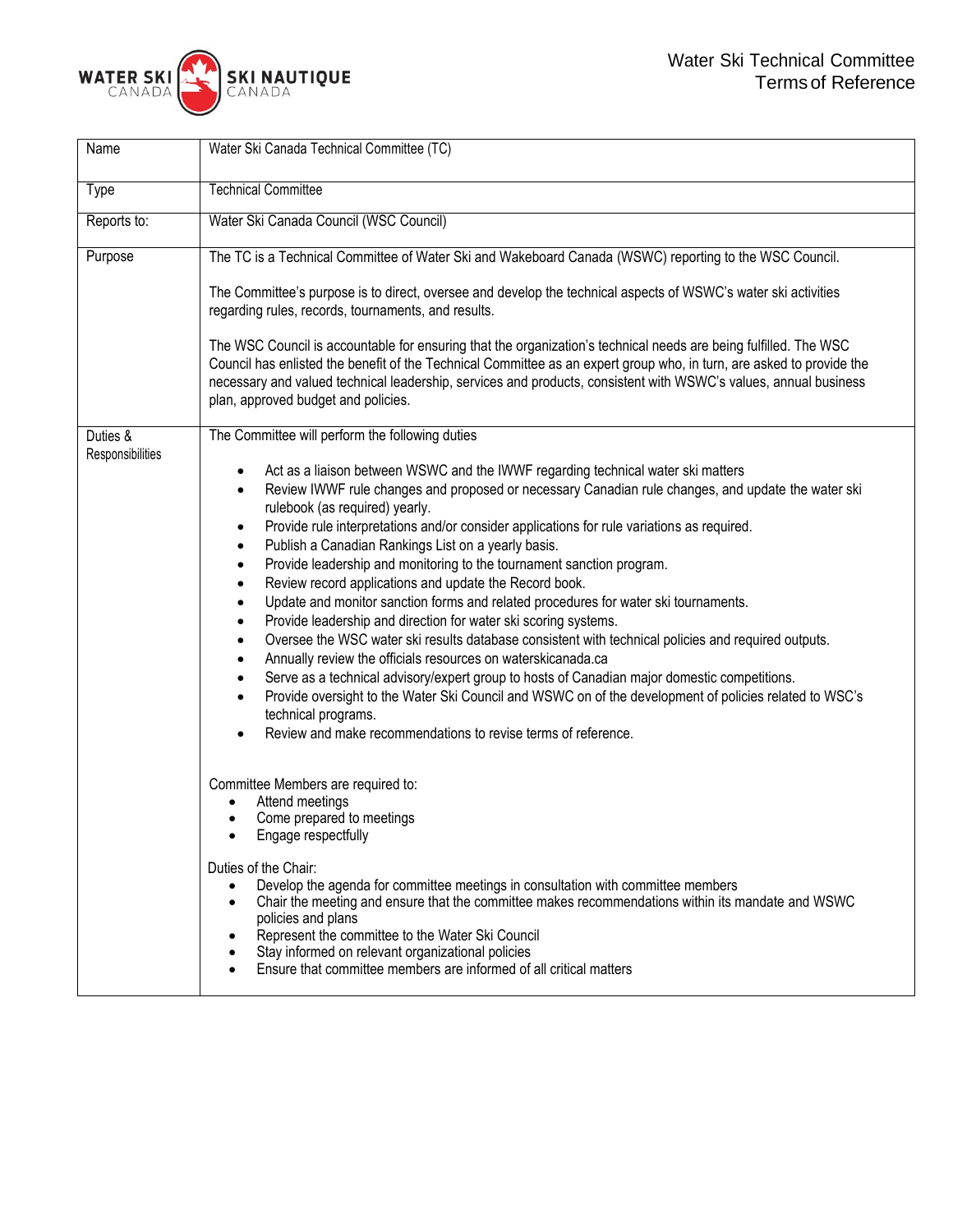# Water Ski Technical Committee Terms of Reference

| Name | Water Ski Canada Technical Committee (TC) |
|---|---|
| Type | Technical Committee |
| Reports to: | Water Ski Canada Council (WSC Council) |
| Purpose | The TC is a Technical Committee of Water Ski and Wakeboard Canada (WSWC) reporting to the WSC Council.<br><br>The Committee's purpose is to direct, oversee and develop the technical aspects of WSWC's water ski activities regarding rules, records, tournaments, and results.<br><br>The WSC Council is accountable for ensuring that the organization's technical needs are being fulfilled. The WSC Council has enlisted the benefit of the Technical Committee as an expert group who, in turn, are asked to provide the necessary and valued technical leadership, services and products, consistent with WSWC's values, annual business plan, approved budget and policies. |
| Duties & Responsibilities | The Committee will perform the following duties<br><br>• Act as a liaison between WSWC and the IWWF regarding technical water ski matters<br>• Review IWWF rule changes and proposed or necessary Canadian rule changes, and update the water ski rulebook (as required) yearly.<br>• Provide rule interpretations and/or consider applications for rule variations as required.<br>• Publish a Canadian Rankings List on a yearly basis.<br>• Provide leadership and monitoring to the tournament sanction program.<br>• Review record applications and update the Record book.<br>• Update and monitor sanction forms and related procedures for water ski tournaments.<br>• Provide leadership and direction for water ski scoring systems.<br>• Oversee the WSC water ski results database consistent with technical policies and required outputs.<br>• Annually review the officials resources on waterskicanada.ca<br>• Serve as a technical advisory/expert group to hosts of Canadian major domestic competitions.<br>• Provide oversight to the Water Ski Council and WSWC on of the development of policies related to WSC's technical programs.<br>• Review and make recommendations to revise terms of reference.<br><br>Committee Members are required to:<br>• Attend meetings<br>• Come prepared to meetings<br>• Engage respectfully<br><br>Duties of the Chair:<br>• Develop the agenda for committee meetings in consultation with committee members<br>• Chair the meeting and ensure that the committee makes recommendations within its mandate and WSWC policies and plans<br>• Represent the committee to the Water Ski Council<br>• Stay informed on relevant organizational policies<br>• Ensure that committee members are informed of all critical matters |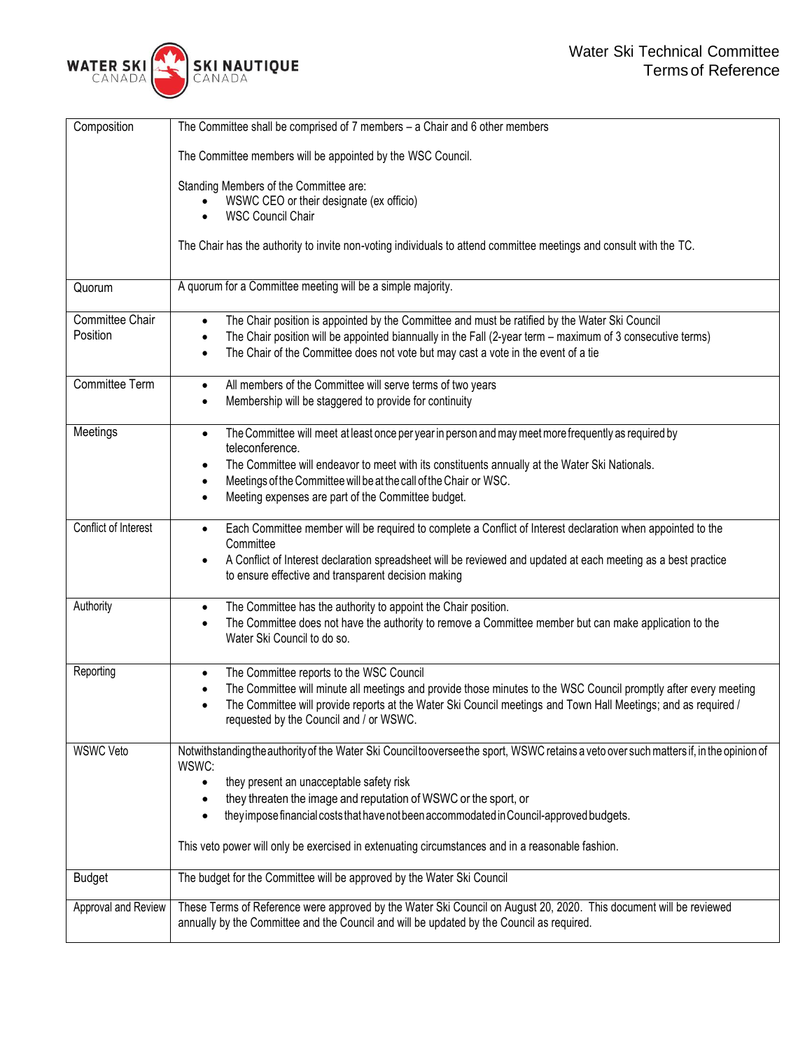Water Ski Technical Committee
Terms of Reference

| | |
|---|---|
| Composition | The Committee shall be comprised of 7 members – a Chair and 6 other members<br><br>The Committee members will be appointed by the WSC Council.<br><br>Standing Members of the Committee are:<br>• WSWC CEO or their designate (ex officio)<br>• WSC Council Chair<br><br>The Chair has the authority to invite non-voting individuals to attend committee meetings and consult with the TC. |
| Quorum | A quorum for a Committee meeting will be a simple majority. |
| Committee Chair Position | • The Chair position is appointed by the Committee and must be ratified by the Water Ski Council<br>• The Chair position will be appointed biannually in the Fall (2-year term – maximum of 3 consecutive terms)<br>• The Chair of the Committee does not vote but may cast a vote in the event of a tie |
| Committee Term | • All members of the Committee will serve terms of two years<br>• Membership will be staggered to provide for continuity |
| Meetings | • The Committee will meet at least once per year in person and may meet more frequently as required by teleconference.<br>• The Committee will endeavor to meet with its constituents annually at the Water Ski Nationals.<br>• Meetings of the Committee will be at the call of the Chair or WSC.<br>• Meeting expenses are part of the Committee budget. |
| Conflict of Interest | • Each Committee member will be required to complete a Conflict of Interest declaration when appointed to the Committee<br>• A Conflict of Interest declaration spreadsheet will be reviewed and updated at each meeting as a best practice to ensure effective and transparent decision making |
| Authority | • The Committee has the authority to appoint the Chair position.<br>• The Committee does not have the authority to remove a Committee member but can make application to the Water Ski Council to do so. |
| Reporting | • The Committee reports to the WSC Council<br>• The Committee will minute all meetings and provide those minutes to the WSC Council promptly after every meeting<br>• The Committee will provide reports at the Water Ski Council meetings and Town Hall Meetings; and as required / requested by the Council and / or WSWC. |
| WSWC Veto | Notwithstanding the authority of the Water Ski Council to oversee the sport, WSWC retains a veto over such matters if, in the opinion of WSWC:<br>• they present an unacceptable safety risk<br>• they threaten the image and reputation of WSWC or the sport, or<br>• they impose financial costs that have not been accommodated in Council-approved budgets.<br><br>This veto power will only be exercised in extenuating circumstances and in a reasonable fashion. |
| Budget | The budget for the Committee will be approved by the Water Ski Council |
| Approval and Review | These Terms of Reference were approved by the Water Ski Council on August 20, 2020. This document will be reviewed annually by the Committee and the Council and will be updated by the Council as required. |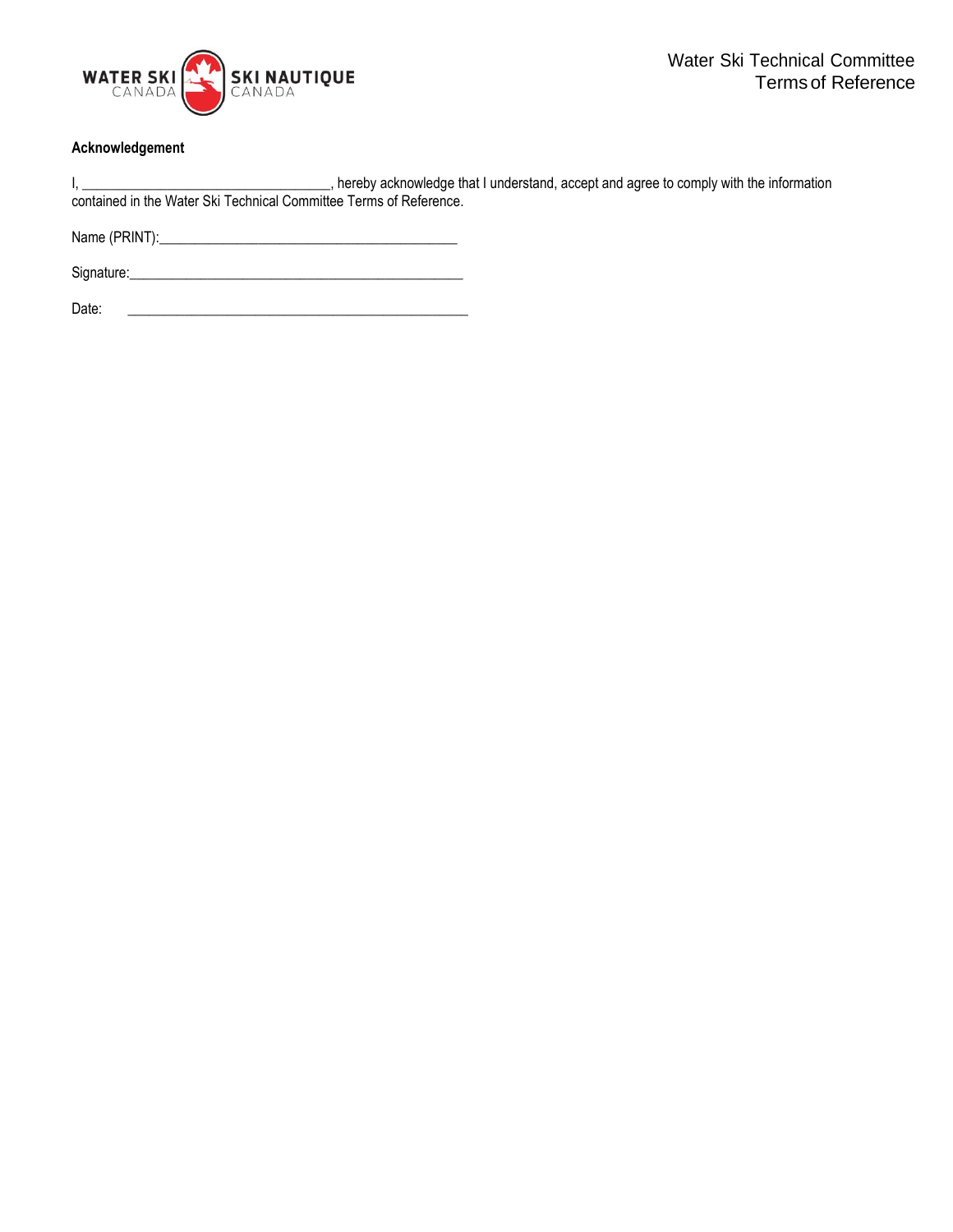**Acknowledgement**

I, ___________________________________, hereby acknowledge that I understand, accept and agree to comply with the information contained in the Water Ski Technical Committee Terms of Reference.

Name (PRINT):__________________________________________

Signature:_______________________________________________

Date: ________________________________________________